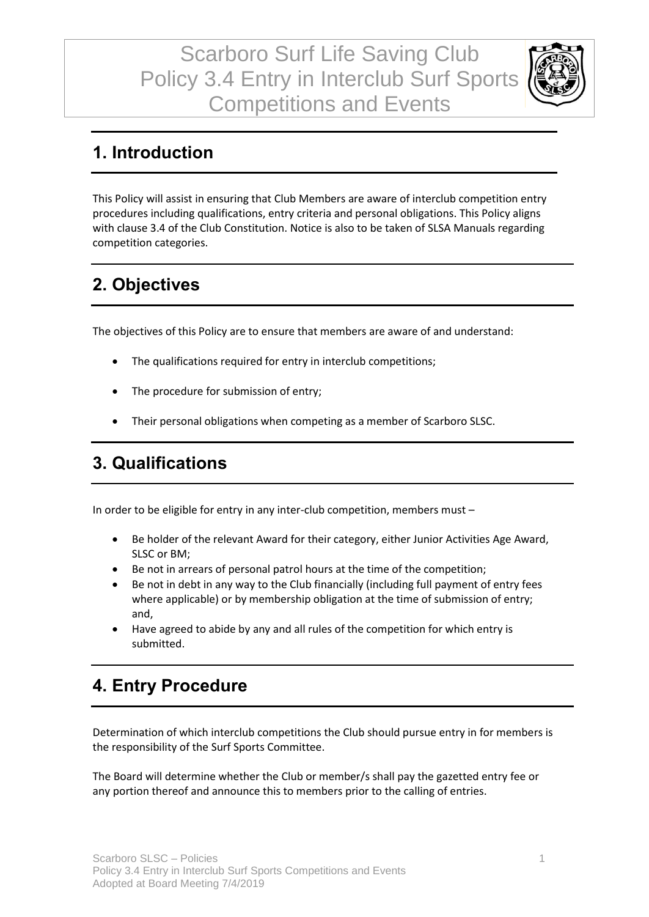# Scarboro Surf Life Saving Club Policy 3.4 Entry in Interclub Surf Sports Competitions and Events

## 1. Introduction

This Policy will assist in ensuring that Club Members are aware of interclub competition entry procedures including qualifications, entry criteria and personal obligations. This Policy aligns with clause 3.4 of the Club Constitution. Notice is also to be taken of SLSA Manuals regarding competition categories.

## 2. Objectives

The objectives of this Policy are to ensure that members are aware of and understand:

- The qualifications required for entry in interclub competitions;
- The procedure for submission of entry;
- Their personal obligations when competing as a member of Scarboro SLSC.

## 3. Qualifications

In order to be eligible for entry in any inter-club competition, members must –

- Be holder of the relevant Award for their category, either Junior Activities Age Award, SLSC or BM;
- Be not in arrears of personal patrol hours at the time of the competition;
- Be not in debt in any way to the Club financially (including full payment of entry fees where applicable) or by membership obligation at the time of submission of entry; and,
- Have agreed to abide by any and all rules of the competition for which entry is submitted.

## 4. Entry Procedure

Determination of which interclub competitions the Club should pursue entry in for members is the responsibility of the Surf Sports Committee.

The Board will determine whether the Club or member/s shall pay the gazetted entry fee or any portion thereof and announce this to members prior to the calling of entries.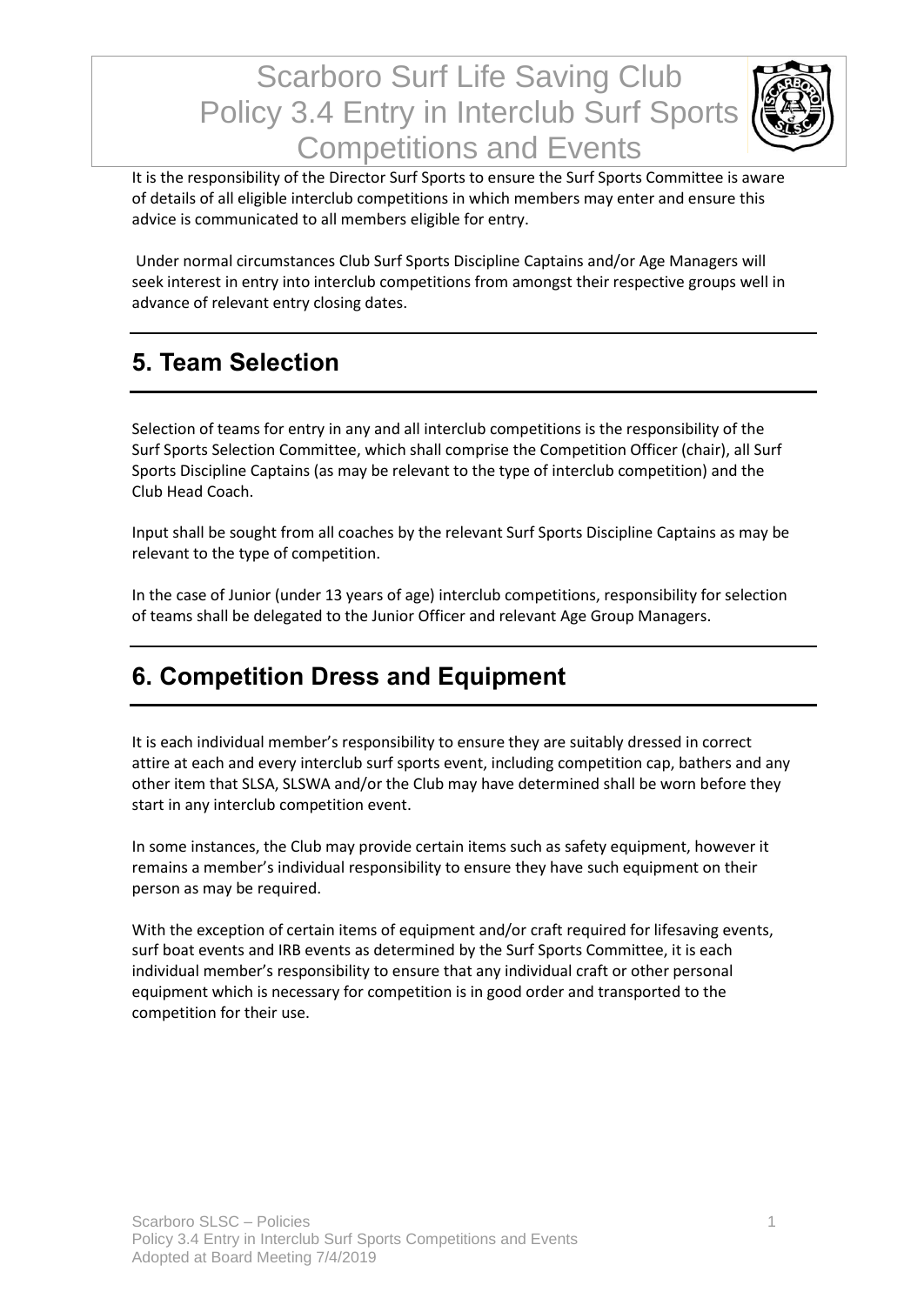It is the responsibility of the Director Surf Sports to ensure the Surf Sports Committee is aware of details of all eligible interclub competitions in which members may enter and ensure this advice is communicated to all members eligible for entry.

Under normal circumstances Club Surf Sports Discipline Captains and/or Age Managers will seek interest in entry into interclub competitions from amongst their respective groups well in advance of relevant entry closing dates.

## 5. Team Selection

Selection of teams for entry in any and all interclub competitions is the responsibility of the Surf Sports Selection Committee, which shall comprise the Competition Officer (chair), all Surf Sports Discipline Captains (as may be relevant to the type of interclub competition) and the Club Head Coach.

Input shall be sought from all coaches by the relevant Surf Sports Discipline Captains as may be relevant to the type of competition.

In the case of Junior (under 13 years of age) interclub competitions, responsibility for selection of teams shall be delegated to the Junior Officer and relevant Age Group Managers.

## 6. Competition Dress and Equipment

It is each individual member's responsibility to ensure they are suitably dressed in correct attire at each and every interclub surf sports event, including competition cap, bathers and any other item that SLSA, SLSWA and/or the Club may have determined shall be worn before they start in any interclub competition event.

In some instances, the Club may provide certain items such as safety equipment, however it remains a member's individual responsibility to ensure they have such equipment on their person as may be required.

With the exception of certain items of equipment and/or craft required for lifesaving events, surf boat events and IRB events as determined by the Surf Sports Committee, it is each individual member's responsibility to ensure that any individual craft or other personal equipment which is necessary for competition is in good order and transported to the competition for their use.